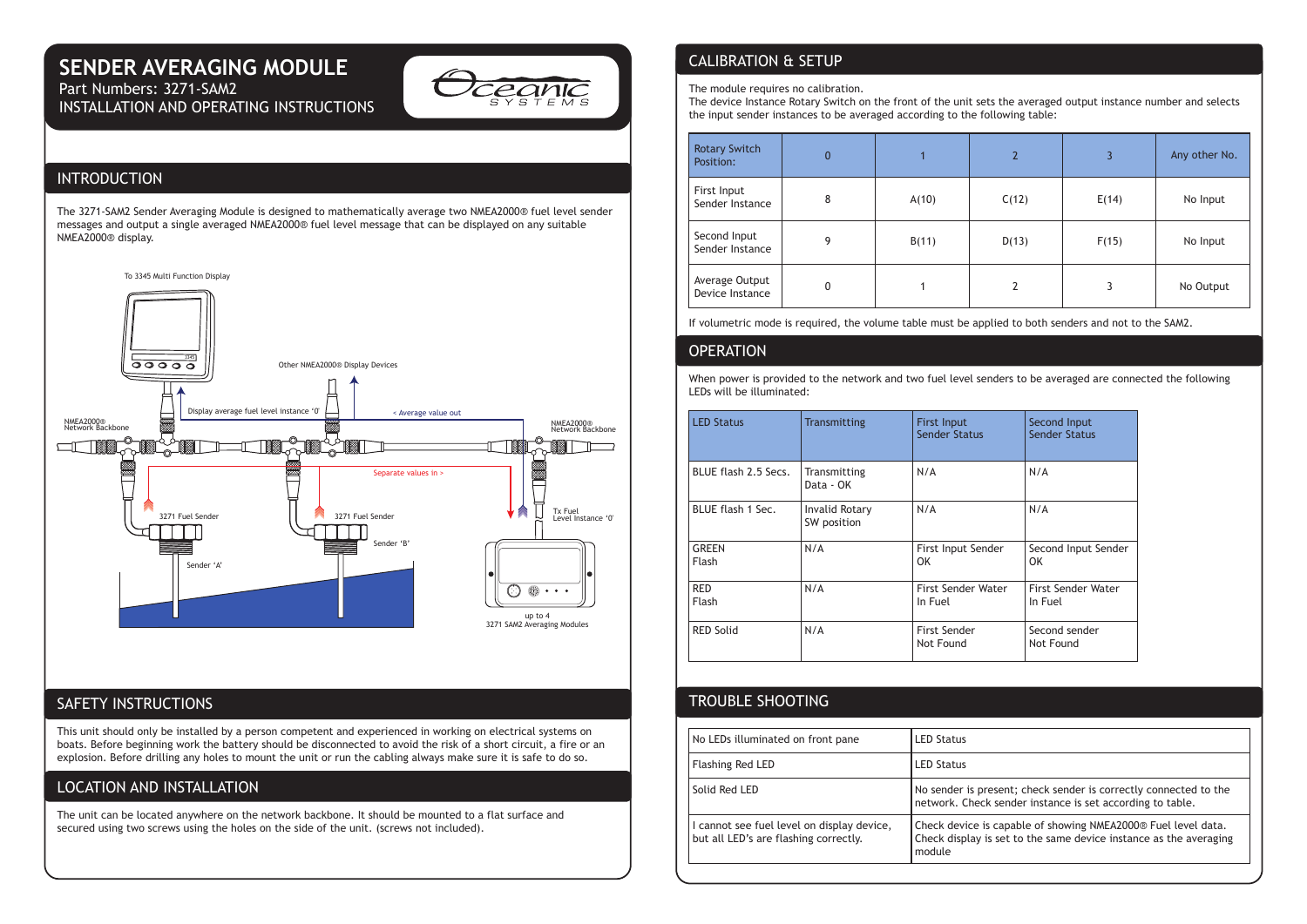# SENDER AVERAGING MODULE

Part Numbers: 3271-SAM2

INSTALLATION AND OPERATING INSTRUCTIONS

## INTRODUCTION

The 3271-SAM2 Sender Averaging Module is designed to mathematically average two NMEA2000® fuel level sender messages and output a single averaged NMEA2000® fuel level message that can be displayed on any suitable NMEA2000® display.

To 3345 Multi Function Display

Other NMEA2000® Display Devices

Display average fuel level instance '0'

< Average value out

NMEA2000® Network Backbone

NMEA2000® Network Backbone

Separate values in >

3271 Fuel Sender

3271 Fuel Sender

Tx Fuel Level Instance '0'

Sender 'B'

Sender 'A'

up to 4 3271 SAM2 Averaging Modules

## SAFETY INSTRUCTIONS

This unit should only be installed by a person competent and experienced in working on electrical systems on boats. Before beginning work the battery should be disconnected to avoid the risk of a short circuit, a fire or an explosion. Before drilling any holes to mount the unit or run the cabling always make sure it is safe to do so.

## LOCATION AND INSTALLATION

The unit can be located anywhere on the network backbone. It should be mounted to a flat surface and secured using two screws using the holes on the side of the unit. (screws not included).

## CALIBRATION & SETUP

The module requires no calibration.
The device Instance Rotary Switch on the front of the unit sets the averaged output instance number and selects the input sender instances to be averaged according to the following table:

| Rotary Switch Position: | 0 | 1 | 2 | 3 | Any other No. |
|---|---|---|---|---|---|
| First Input Sender Instance | 8 | A(10) | C(12) | E(14) | No Input |
| Second Input Sender Instance | 9 | B(11) | D(13) | F(15) | No Input |
| Average Output Device Instance | 0 | 1 | 2 | 3 | No Output |

If volumetric mode is required, the volume table must be applied to both senders and not to the SAM2.

## OPERATION

When power is provided to the network and two fuel level senders to be averaged are connected the following LEDs will be illuminated:

| LED Status | Transmitting | First Input Sender Status | Second Input Sender Status |
|---|---|---|---|
| BLUE flash 2.5 Secs. | Transmitting Data - OK | N/A | N/A |
| BLUE flash 1 Sec. | Invalid Rotary SW position | N/A | N/A |
| GREEN Flash | N/A | First Input Sender OK | Second Input Sender OK |
| RED Flash | N/A | First Sender Water In Fuel | First Sender Water In Fuel |
| RED Solid | N/A | First Sender Not Found | Second sender Not Found |

## TROUBLE SHOOTING

| No LEDs illuminated on front pane | LED Status |
|---|---|
| Flashing Red LED | LED Status |
| Solid Red LED | No sender is present; check sender is correctly connected to the network. Check sender instance is set according to table. |
| I cannot see fuel level on display device, but all LED's are flashing correctly. | Check device is capable of showing NMEA2000® Fuel level data. Check display is set to the same device instance as the averaging module |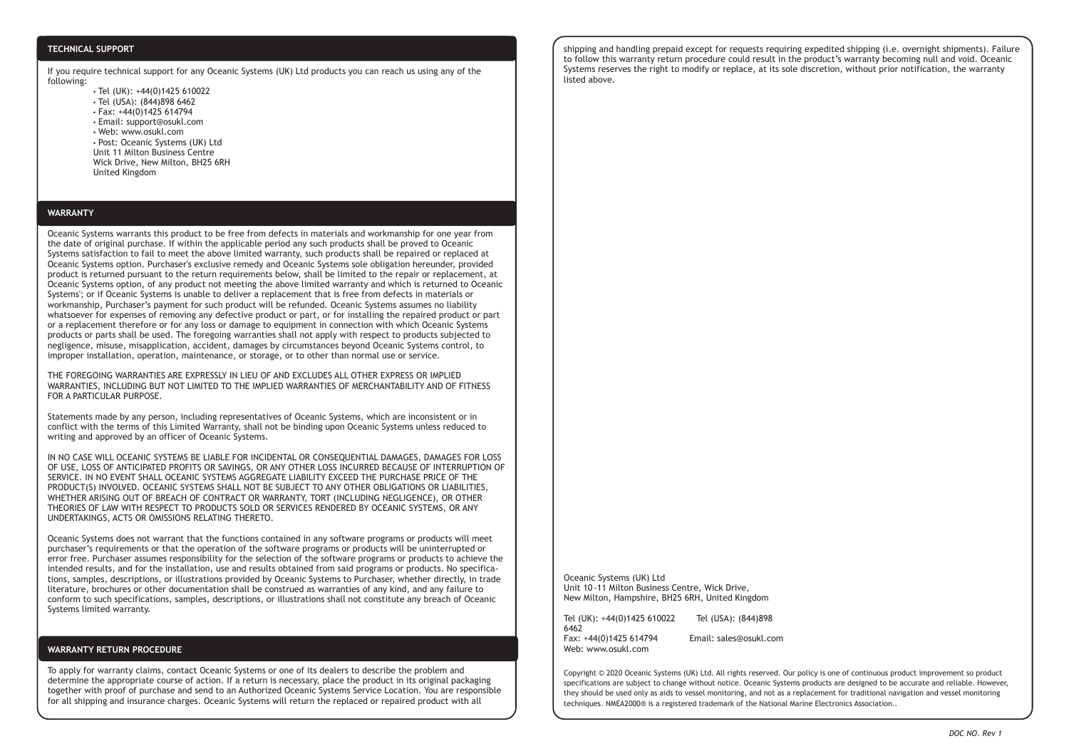## TECHNICAL SUPPORT

If you require technical support for any Oceanic Systems (UK) Ltd products you can reach us using any of the following:

- Tel (UK): +44(0)1425 610022
- Tel (USA): (844)898 6462
- Fax: +44(0)1425 614794
- Email: support@osukl.com
- Web: www.osukl.com
- Post: Oceanic Systems (UK) Ltd
  Unit 11 Milton Business Centre
  Wick Drive, New Milton, BH25 6RH
  United Kingdom

## WARRANTY

Oceanic Systems warrants this product to be free from defects in materials and workmanship for one year from the date of original purchase. If within the applicable period any such products shall be proved to Oceanic Systems satisfaction to fail to meet the above limited warranty, such products shall be repaired or replaced at Oceanic Systems option. Purchaser's exclusive remedy and Oceanic Systems sole obligation hereunder, provided product is returned pursuant to the return requirements below, shall be limited to the repair or replacement, at Oceanic Systems option, of any product not meeting the above limited warranty and which is returned to Oceanic Systems'; or if Oceanic Systems is unable to deliver a replacement that is free from defects in materials or workmanship, Purchaser's payment for such product will be refunded. Oceanic Systems assumes no liability whatsoever for expenses of removing any defective product or part, or for installing the repaired product or part or a replacement therefore or for any loss or damage to equipment in connection with which Oceanic Systems products or parts shall be used. The foregoing warranties shall not apply with respect to products subjected to negligence, misuse, misapplication, accident, damages by circumstances beyond Oceanic Systems control, to improper installation, operation, maintenance, or storage, or to other than normal use or service.

THE FOREGOING WARRANTIES ARE EXPRESSLY IN LIEU OF AND EXCLUDES ALL OTHER EXPRESS OR IMPLIED WARRANTIES, INCLUDING BUT NOT LIMITED TO THE IMPLIED WARRANTIES OF MERCHANTABILITY AND OF FITNESS FOR A PARTICULAR PURPOSE.

Statements made by any person, including representatives of Oceanic Systems, which are inconsistent or in conflict with the terms of this Limited Warranty, shall not be binding upon Oceanic Systems unless reduced to writing and approved by an officer of Oceanic Systems.

IN NO CASE WILL OCEANIC SYSTEMS BE LIABLE FOR INCIDENTAL OR CONSEQUENTIAL DAMAGES, DAMAGES FOR LOSS OF USE, LOSS OF ANTICIPATED PROFITS OR SAVINGS, OR ANY OTHER LOSS INCURRED BECAUSE OF INTERRUPTION OF SERVICE. IN NO EVENT SHALL OCEANIC SYSTEMS AGGREGATE LIABILITY EXCEED THE PURCHASE PRICE OF THE PRODUCT(S) INVOLVED. OCEANIC SYSTEMS SHALL NOT BE SUBJECT TO ANY OTHER OBLIGATIONS OR LIABILITIES, WHETHER ARISING OUT OF BREACH OF CONTRACT OR WARRANTY, TORT (INCLUDING NEGLIGENCE), OR OTHER THEORIES OF LAW WITH RESPECT TO PRODUCTS SOLD OR SERVICES RENDERED BY OCEANIC SYSTEMS, OR ANY UNDERTAKINGS, ACTS OR OMISSIONS RELATING THERETO.

Oceanic Systems does not warrant that the functions contained in any software programs or products will meet purchaser's requirements or that the operation of the software programs or products will be uninterrupted or error free. Purchaser assumes responsibility for the selection of the software programs or products to achieve the intended results, and for the installation, use and results obtained from said programs or products. No specifications, samples, descriptions, or illustrations provided by Oceanic Systems to Purchaser, whether directly, in trade literature, brochures or other documentation shall be construed as warranties of any kind, and any failure to conform to such specifications, samples, descriptions, or illustrations shall not constitute any breach of Oceanic Systems limited warranty.

## WARRANTY RETURN PROCEDURE

To apply for warranty claims, contact Oceanic Systems or one of its dealers to describe the problem and determine the appropriate course of action. If a return is necessary, place the product in its original packaging together with proof of purchase and send to an Authorized Oceanic Systems Service Location. You are responsible for all shipping and insurance charges. Oceanic Systems will return the replaced or repaired product with all shipping and handling prepaid except for requests requiring expedited shipping (i.e. overnight shipments). Failure to follow this warranty return procedure could result in the product's warranty becoming null and void. Oceanic Systems reserves the right to modify or replace, at its sole discretion, without prior notification, the warranty listed above.

Oceanic Systems (UK) Ltd
Unit 10-11 Milton Business Centre, Wick Drive,
New Milton, Hampshire, BH25 6RH, United Kingdom

Tel (UK): +44(0)1425 610022 Tel (USA): (844)898 6462
Fax: +44(0)1425 614794 Email: sales@osukl.com
Web: www.osukl.com

Copyright © 2020 Oceanic Systems (UK) Ltd. All rights reserved. Our policy is one of continuous product improvement so product specifications are subject to change without notice. Oceanic Systems products are designed to be accurate and reliable. However, they should be used only as aids to vessel monitoring, and not as a replacement for traditional navigation and vessel monitoring techniques. NMEA2000® is a registered trademark of the National Marine Electronics Association..

*DOC NO. Rev 1*